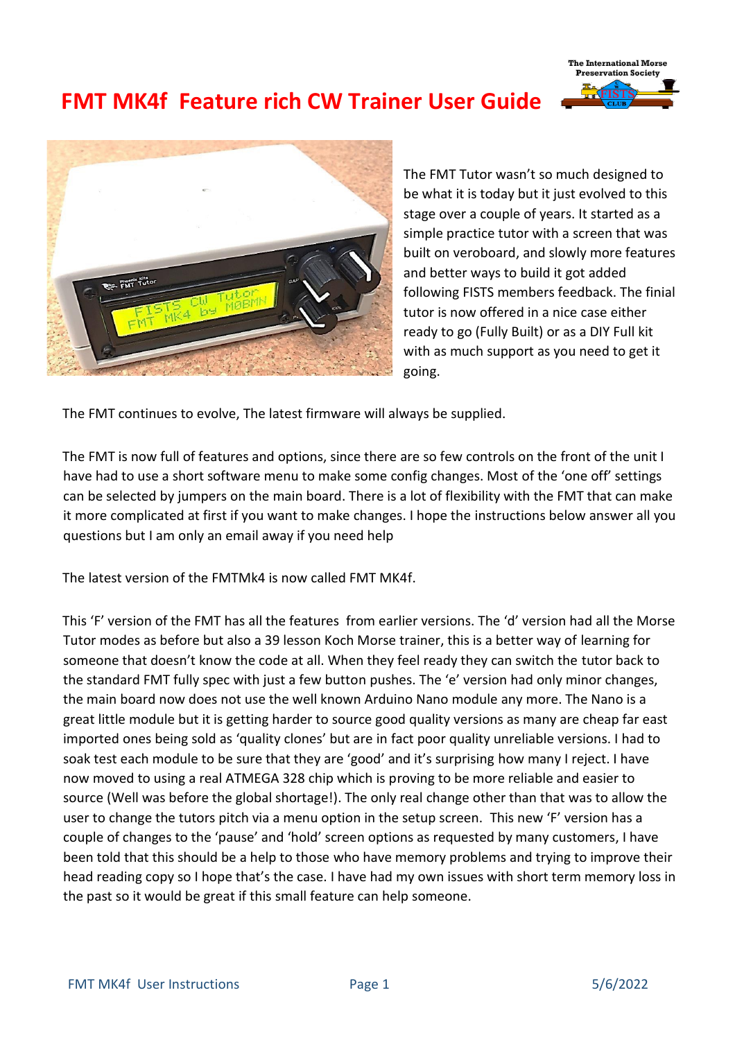# FMT MK4f Feature rich CW Trainer User Guide

The FMT Tutor wasn't so much designed to be what it is today but it just evolved to this stage over a couple of years. It started as a simple practice tutor with a screen that was built on veroboard, and slowly more features and better ways to build it got added following FISTS members feedback. The finial tutor is now offered in a nice case either ready to go (Fully Built) or as a DIY Full kit with as much support as you need to get it going.

The FMT continues to evolve, The latest firmware will always be supplied.

The FMT is now full of features and options, since there are so few controls on the front of the unit I have had to use a short software menu to make some config changes. Most of the 'one off' settings can be selected by jumpers on the main board. There is a lot of flexibility with the FMT that can make it more complicated at first if you want to make changes. I hope the instructions below answer all you questions but I am only an email away if you need help

The latest version of the FMTMk4 is now called FMT MK4f.

This 'F' version of the FMT has all the features from earlier versions. The 'd' version had all the Morse Tutor modes as before but also a 39 lesson Koch Morse trainer, this is a better way of learning for someone that doesn't know the code at all. When they feel ready they can switch the tutor back to the standard FMT fully spec with just a few button pushes. The 'e' version had only minor changes, the main board now does not use the well known Arduino Nano module any more. The Nano is a great little module but it is getting harder to source good quality versions as many are cheap far east imported ones being sold as 'quality clones' but are in fact poor quality unreliable versions. I had to soak test each module to be sure that they are 'good' and it's surprising how many I reject. I have now moved to using a real ATMEGA 328 chip which is proving to be more reliable and easier to source (Well was before the global shortage!). The only real change other than that was to allow the user to change the tutors pitch via a menu option in the setup screen. This new 'F' version has a couple of changes to the 'pause' and 'hold' screen options as requested by many customers, I have been told that this should be a help to those who have memory problems and trying to improve their head reading copy so I hope that's the case. I have had my own issues with short term memory loss in the past so it would be great if this small feature can help someone.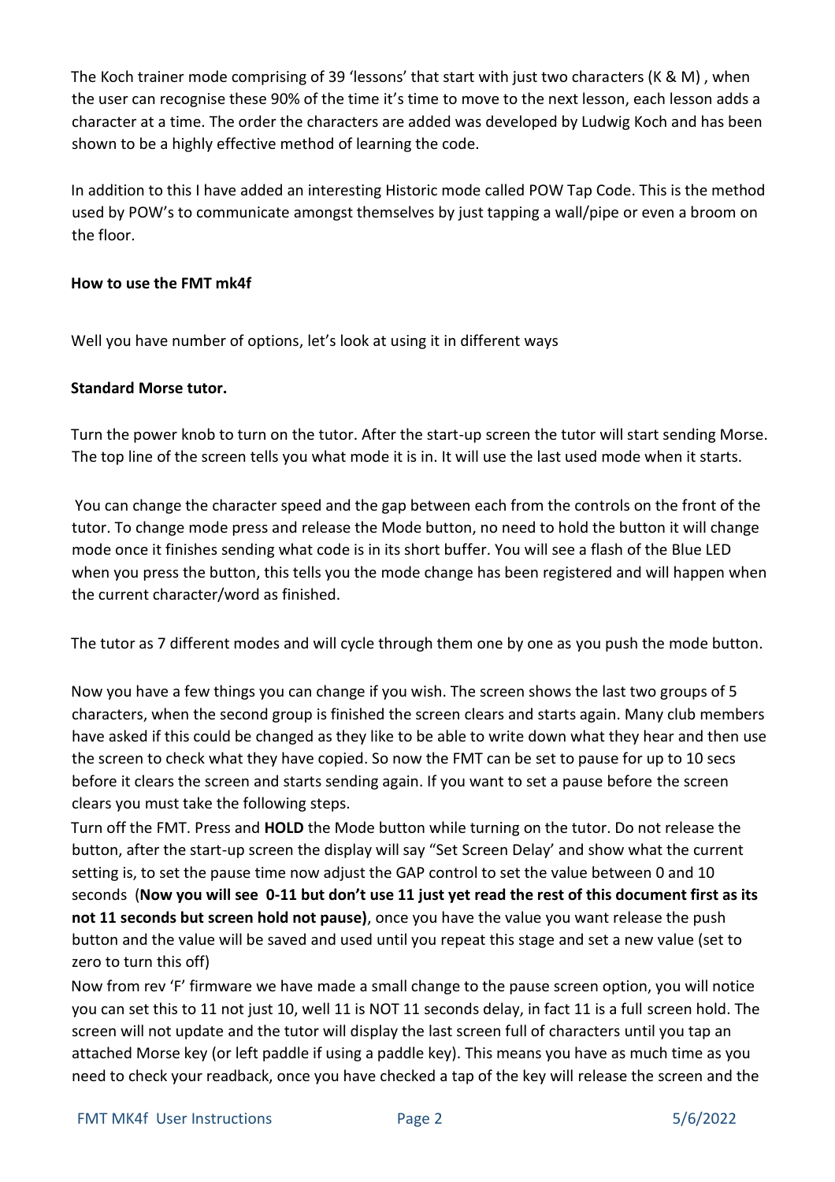The Koch trainer mode comprising of 39 'lessons' that start with just two characters (K & M) , when the user can recognise these 90% of the time it's time to move to the next lesson, each lesson adds a character at a time. The order the characters are added was developed by Ludwig Koch and has been shown to be a highly effective method of learning the code.

In addition to this I have added an interesting Historic mode called POW Tap Code. This is the method used by POW's to communicate amongst themselves by just tapping a wall/pipe or even a broom on the floor.

**How to use the FMT mk4f**

Well you have number of options, let's look at using it in different ways

**Standard Morse tutor.**

Turn the power knob to turn on the tutor. After the start-up screen the tutor will start sending Morse. The top line of the screen tells you what mode it is in. It will use the last used mode when it starts.

You can change the character speed and the gap between each from the controls on the front of the tutor. To change mode press and release the Mode button, no need to hold the button it will change mode once it finishes sending what code is in its short buffer. You will see a flash of the Blue LED when you press the button, this tells you the mode change has been registered and will happen when the current character/word as finished.

The tutor as 7 different modes and will cycle through them one by one as you push the mode button.

Now you have a few things you can change if you wish. The screen shows the last two groups of 5 characters, when the second group is finished the screen clears and starts again. Many club members have asked if this could be changed as they like to be able to write down what they hear and then use the screen to check what they have copied. So now the FMT can be set to pause for up to 10 secs before it clears the screen and starts sending again. If you want to set a pause before the screen clears you must take the following steps.

Turn off the FMT. Press and **HOLD** the Mode button while turning on the tutor. Do not release the button, after the start-up screen the display will say "Set Screen Delay' and show what the current setting is, to set the pause time now adjust the GAP control to set the value between 0 and 10 seconds (**Now you will see 0-11 but don't use 11 just yet read the rest of this document first as its not 11 seconds but screen hold not pause)**, once you have the value you want release the push button and the value will be saved and used until you repeat this stage and set a new value (set to zero to turn this off)

Now from rev 'F' firmware we have made a small change to the pause screen option, you will notice you can set this to 11 not just 10, well 11 is NOT 11 seconds delay, in fact 11 is a full screen hold. The screen will not update and the tutor will display the last screen full of characters until you tap an attached Morse key (or left paddle if using a paddle key). This means you have as much time as you need to check your readback, once you have checked a tap of the key will release the screen and the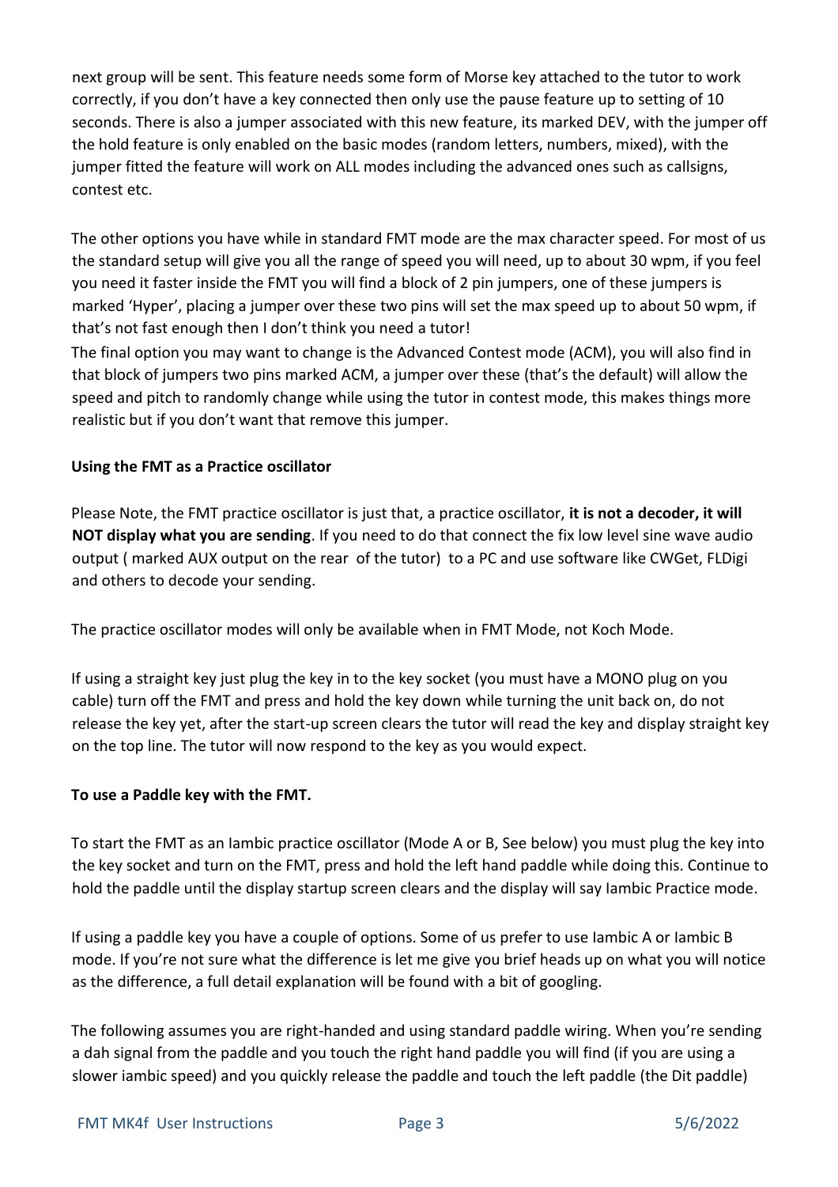next group will be sent. This feature needs some form of Morse key attached to the tutor to work correctly, if you don't have a key connected then only use the pause feature up to setting of 10 seconds. There is also a jumper associated with this new feature, its marked DEV, with the jumper off the hold feature is only enabled on the basic modes (random letters, numbers, mixed), with the jumper fitted the feature will work on ALL modes including the advanced ones such as callsigns, contest etc.

The other options you have while in standard FMT mode are the max character speed. For most of us the standard setup will give you all the range of speed you will need, up to about 30 wpm, if you feel you need it faster inside the FMT you will find a block of 2 pin jumpers, one of these jumpers is marked 'Hyper', placing a jumper over these two pins will set the max speed up to about 50 wpm, if that's not fast enough then I don't think you need a tutor!
The final option you may want to change is the Advanced Contest mode (ACM), you will also find in that block of jumpers two pins marked ACM, a jumper over these (that's the default) will allow the speed and pitch to randomly change while using the tutor in contest mode, this makes things more realistic but if you don't want that remove this jumper.

**Using the FMT as a Practice oscillator**

Please Note, the FMT practice oscillator is just that, a practice oscillator, **it is not a decoder, it will NOT display what you are sending**. If you need to do that connect the fix low level sine wave audio output ( marked AUX output on the rear of the tutor) to a PC and use software like CWGet, FLDigi and others to decode your sending.

The practice oscillator modes will only be available when in FMT Mode, not Koch Mode.

If using a straight key just plug the key in to the key socket (you must have a MONO plug on you cable) turn off the FMT and press and hold the key down while turning the unit back on, do not release the key yet, after the start-up screen clears the tutor will read the key and display straight key on the top line. The tutor will now respond to the key as you would expect.

**To use a Paddle key with the FMT.**

To start the FMT as an Iambic practice oscillator (Mode A or B, See below) you must plug the key into the key socket and turn on the FMT, press and hold the left hand paddle while doing this. Continue to hold the paddle until the display startup screen clears and the display will say Iambic Practice mode.

If using a paddle key you have a couple of options. Some of us prefer to use Iambic A or Iambic B mode. If you're not sure what the difference is let me give you brief heads up on what you will notice as the difference, a full detail explanation will be found with a bit of googling.

The following assumes you are right-handed and using standard paddle wiring. When you're sending a dah signal from the paddle and you touch the right hand paddle you will find (if you are using a slower iambic speed) and you quickly release the paddle and touch the left paddle (the Dit paddle)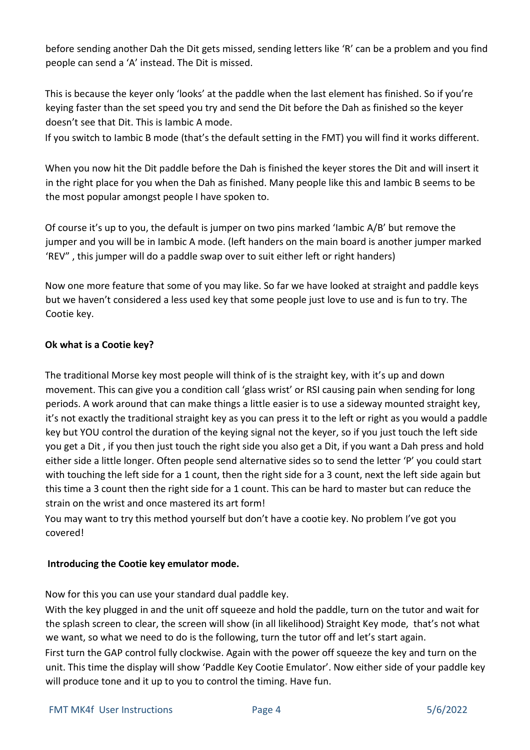before sending another Dah the Dit gets missed, sending letters like 'R' can be a problem and you find people can send a 'A' instead. The Dit is missed.

This is because the keyer only 'looks' at the paddle when the last element has finished. So if you're keying faster than the set speed you try and send the Dit before the Dah as finished so the keyer doesn't see that Dit. This is Iambic A mode.
If you switch to Iambic B mode (that's the default setting in the FMT) you will find it works different.

When you now hit the Dit paddle before the Dah is finished the keyer stores the Dit and will insert it in the right place for you when the Dah as finished. Many people like this and Iambic B seems to be the most popular amongst people I have spoken to.

Of course it's up to you, the default is jumper on two pins marked 'Iambic A/B' but remove the jumper and you will be in Iambic A mode. (left handers on the main board is another jumper marked 'REV" , this jumper will do a paddle swap over to suit either left or right handers)

Now one more feature that some of you may like. So far we have looked at straight and paddle keys but we haven't considered a less used key that some people just love to use and is fun to try. The Cootie key.

**Ok what is a Cootie key?**

The traditional Morse key most people will think of is the straight key, with it's up and down movement. This can give you a condition call 'glass wrist' or RSI causing pain when sending for long periods. A work around that can make things a little easier is to use a sideway mounted straight key, it's not exactly the traditional straight key as you can press it to the left or right as you would a paddle key but YOU control the duration of the keying signal not the keyer, so if you just touch the left side you get a Dit , if you then just touch the right side you also get a Dit, if you want a Dah press and hold either side a little longer. Often people send alternative sides so to send the letter 'P' you could start with touching the left side for a 1 count, then the right side for a 3 count, next the left side again but this time a 3 count then the right side for a 1 count. This can be hard to master but can reduce the strain on the wrist and once mastered its art form!
You may want to try this method yourself but don't have a cootie key. No problem I've got you covered!

**Introducing the Cootie key emulator mode.**

Now for this you can use your standard dual paddle key.
With the key plugged in and the unit off squeeze and hold the paddle, turn on the tutor and wait for the splash screen to clear, the screen will show (in all likelihood) Straight Key mode, that's not what we want, so what we need to do is the following, turn the tutor off and let's start again.
First turn the GAP control fully clockwise. Again with the power off squeeze the key and turn on the unit. This time the display will show 'Paddle Key Cootie Emulator'. Now either side of your paddle key will produce tone and it up to you to control the timing. Have fun.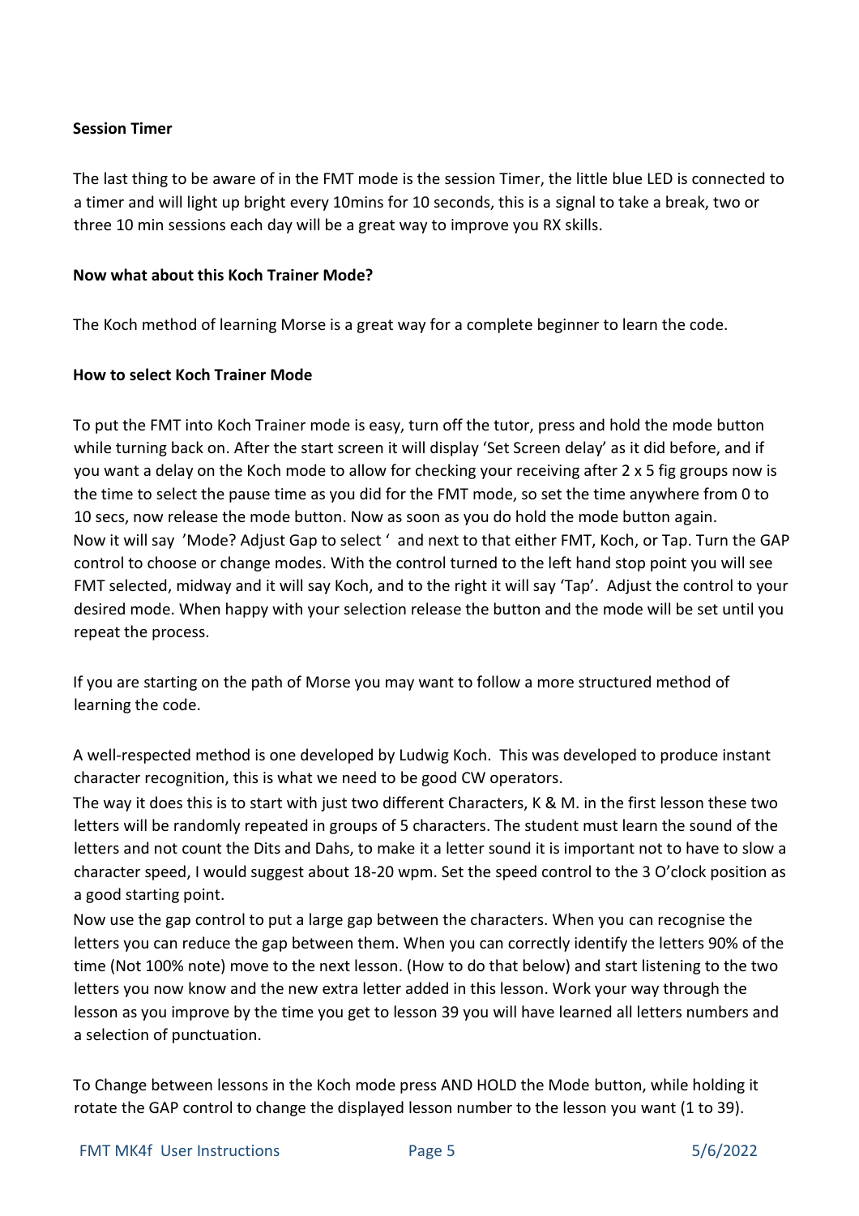**Session Timer**

The last thing to be aware of in the FMT mode is the session Timer, the little blue LED is connected to a timer and will light up bright every 10mins for 10 seconds, this is a signal to take a break, two or three 10 min sessions each day will be a great way to improve you RX skills.

**Now what about this Koch Trainer Mode?**

The Koch method of learning Morse is a great way for a complete beginner to learn the code.

**How to select Koch Trainer Mode**

To put the FMT into Koch Trainer mode is easy, turn off the tutor, press and hold the mode button while turning back on. After the start screen it will display 'Set Screen delay' as it did before, and if you want a delay on the Koch mode to allow for checking your receiving after 2 x 5 fig groups now is the time to select the pause time as you did for the FMT mode, so set the time anywhere from 0 to 10 secs, now release the mode button. Now as soon as you do hold the mode button again. Now it will say 'Mode? Adjust Gap to select ' and next to that either FMT, Koch, or Tap. Turn the GAP control to choose or change modes. With the control turned to the left hand stop point you will see FMT selected, midway and it will say Koch, and to the right it will say 'Tap'. Adjust the control to your desired mode. When happy with your selection release the button and the mode will be set until you repeat the process.

If you are starting on the path of Morse you may want to follow a more structured method of learning the code.

A well-respected method is one developed by Ludwig Koch. This was developed to produce instant character recognition, this is what we need to be good CW operators.
The way it does this is to start with just two different Characters, K & M. in the first lesson these two letters will be randomly repeated in groups of 5 characters. The student must learn the sound of the letters and not count the Dits and Dahs, to make it a letter sound it is important not to have to slow a character speed, I would suggest about 18-20 wpm. Set the speed control to the 3 O'clock position as a good starting point.
Now use the gap control to put a large gap between the characters. When you can recognise the letters you can reduce the gap between them. When you can correctly identify the letters 90% of the time (Not 100% note) move to the next lesson. (How to do that below) and start listening to the two letters you now know and the new extra letter added in this lesson. Work your way through the lesson as you improve by the time you get to lesson 39 you will have learned all letters numbers and a selection of punctuation.

To Change between lessons in the Koch mode press AND HOLD the Mode button, while holding it rotate the GAP control to change the displayed lesson number to the lesson you want (1 to 39).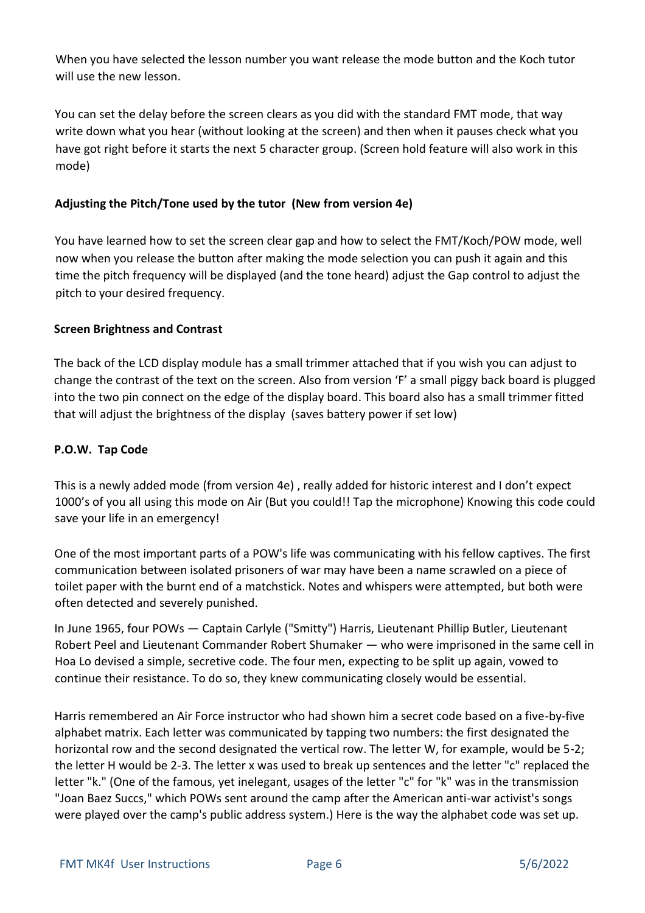When you have selected the lesson number you want release the mode button and the Koch tutor will use the new lesson.

You can set the delay before the screen clears as you did with the standard FMT mode, that way write down what you hear (without looking at the screen) and then when it pauses check what you have got right before it starts the next 5 character group. (Screen hold feature will also work in this mode)

**Adjusting the Pitch/Tone used by the tutor (New from version 4e)**

You have learned how to set the screen clear gap and how to select the FMT/Koch/POW mode, well now when you release the button after making the mode selection you can push it again and this time the pitch frequency will be displayed (and the tone heard) adjust the Gap control to adjust the pitch to your desired frequency.

**Screen Brightness and Contrast**

The back of the LCD display module has a small trimmer attached that if you wish you can adjust to change the contrast of the text on the screen. Also from version 'F' a small piggy back board is plugged into the two pin connect on the edge of the display board. This board also has a small trimmer fitted that will adjust the brightness of the display (saves battery power if set low)

**P.O.W. Tap Code**

This is a newly added mode (from version 4e) , really added for historic interest and I don't expect 1000's of you all using this mode on Air (But you could!! Tap the microphone) Knowing this code could save your life in an emergency!

One of the most important parts of a POW's life was communicating with his fellow captives. The first communication between isolated prisoners of war may have been a name scrawled on a piece of toilet paper with the burnt end of a matchstick. Notes and whispers were attempted, but both were often detected and severely punished.

In June 1965, four POWs — Captain Carlyle ("Smitty") Harris, Lieutenant Phillip Butler, Lieutenant Robert Peel and Lieutenant Commander Robert Shumaker — who were imprisoned in the same cell in Hoa Lo devised a simple, secretive code. The four men, expecting to be split up again, vowed to continue their resistance. To do so, they knew communicating closely would be essential.

Harris remembered an Air Force instructor who had shown him a secret code based on a five-by-five alphabet matrix. Each letter was communicated by tapping two numbers: the first designated the horizontal row and the second designated the vertical row. The letter W, for example, would be 5-2; the letter H would be 2-3. The letter x was used to break up sentences and the letter "c" replaced the letter "k." (One of the famous, yet inelegant, usages of the letter "c" for "k" was in the transmission "Joan Baez Succs," which POWs sent around the camp after the American anti-war activist's songs were played over the camp's public address system.) Here is the way the alphabet code was set up.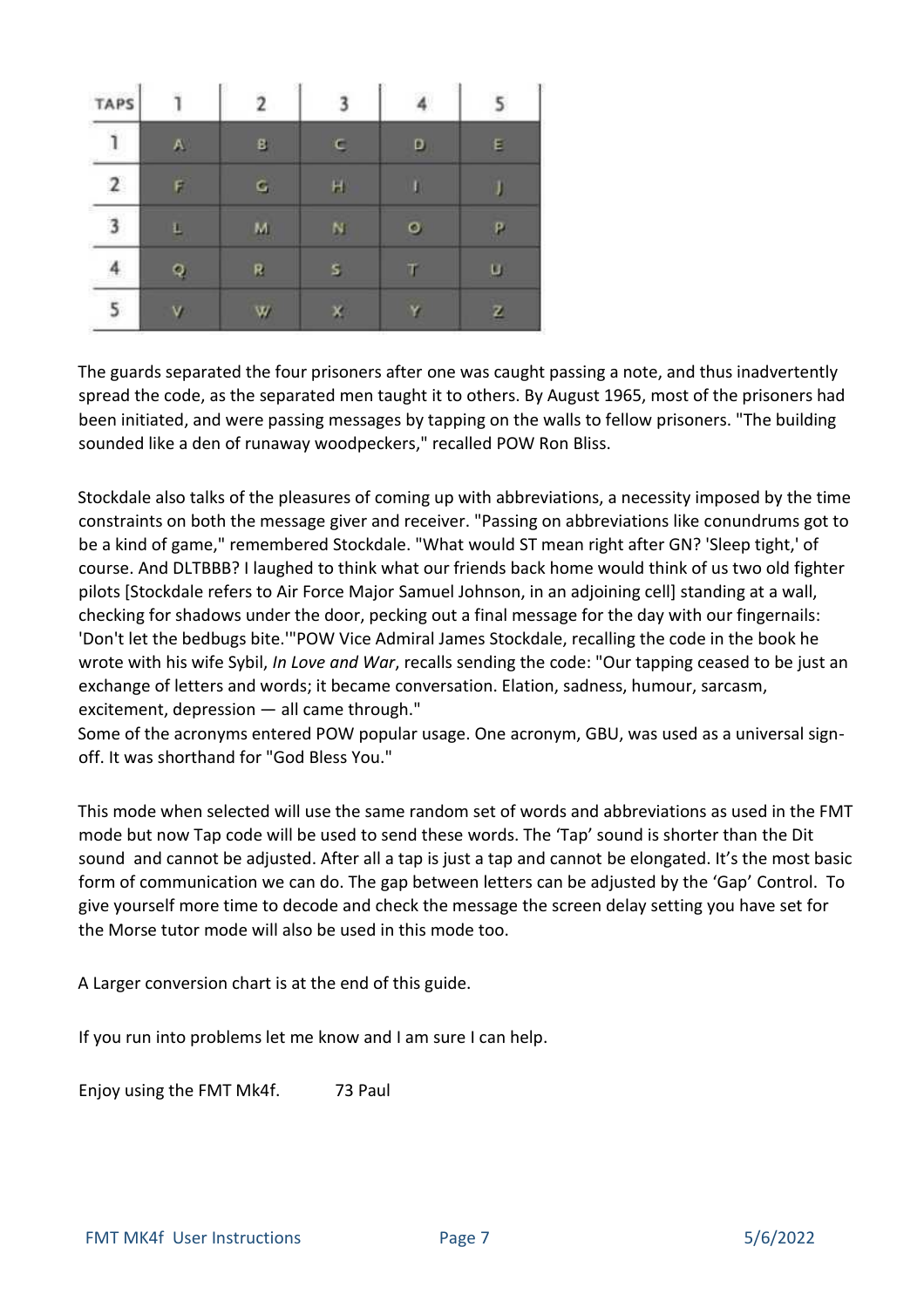| TAPS | 1 | 2 | 3 | 4 | 5 |
|---|---|---|---|---|---|
| 1 | A | B | C | D | E |
| 2 | F | G | H | I | J |
| 3 | L | M | N | O | P |
| 4 | Q | R | S | T | U |
| 5 | V | W | X | Y | Z |

The guards separated the four prisoners after one was caught passing a note, and thus inadvertently spread the code, as the separated men taught it to others. By August 1965, most of the prisoners had been initiated, and were passing messages by tapping on the walls to fellow prisoners. "The building sounded like a den of runaway woodpeckers," recalled POW Ron Bliss.

Stockdale also talks of the pleasures of coming up with abbreviations, a necessity imposed by the time constraints on both the message giver and receiver. "Passing on abbreviations like conundrums got to be a kind of game," remembered Stockdale. "What would ST mean right after GN? 'Sleep tight,' of course. And DLTBBB? I laughed to think what our friends back home would think of us two old fighter pilots [Stockdale refers to Air Force Major Samuel Johnson, in an adjoining cell] standing at a wall, checking for shadows under the door, pecking out a final message for the day with our fingernails: 'Don't let the bedbugs bite.'"POW Vice Admiral James Stockdale, recalling the code in the book he wrote with his wife Sybil, *In Love and War*, recalls sending the code: "Our tapping ceased to be just an exchange of letters and words; it became conversation. Elation, sadness, humour, sarcasm, excitement, depression — all came through."
Some of the acronyms entered POW popular usage. One acronym, GBU, was used as a universal sign-off. It was shorthand for "God Bless You."

This mode when selected will use the same random set of words and abbreviations as used in the FMT mode but now Tap code will be used to send these words. The 'Tap' sound is shorter than the Dit sound and cannot be adjusted. After all a tap is just a tap and cannot be elongated. It's the most basic form of communication we can do. The gap between letters can be adjusted by the 'Gap' Control. To give yourself more time to decode and check the message the screen delay setting you have set for the Morse tutor mode will also be used in this mode too.

A Larger conversion chart is at the end of this guide.

If you run into problems let me know and I am sure I can help.

Enjoy using the FMT Mk4f. 73 Paul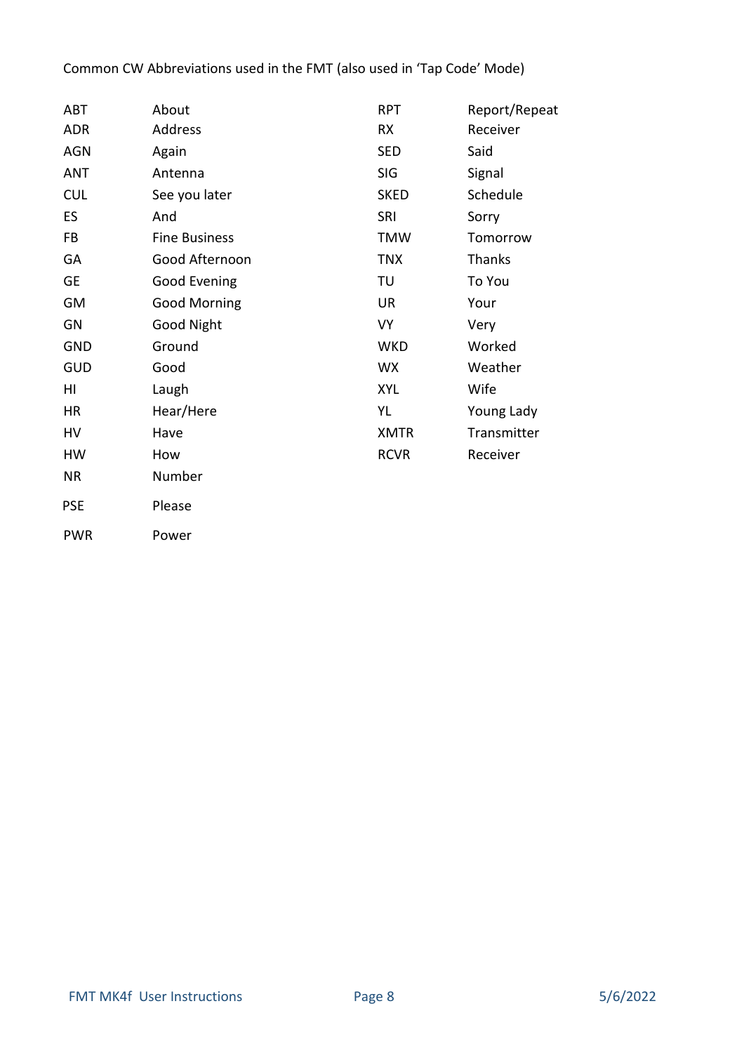Common CW Abbreviations used in the FMT (also used in 'Tap Code' Mode)

| | | | |
|---|---|---|---|
| ABT | About | RPT | Report/Repeat |
| ADR | Address | RX | Receiver |
| AGN | Again | SED | Said |
| ANT | Antenna | SIG | Signal |
| CUL | See you later | SKED | Schedule |
| ES | And | SRI | Sorry |
| FB | Fine Business | TMW | Tomorrow |
| GA | Good Afternoon | TNX | Thanks |
| GE | Good Evening | TU | To You |
| GM | Good Morning | UR | Your |
| GN | Good Night | VY | Very |
| GND | Ground | WKD | Worked |
| GUD | Good | WX | Weather |
| HI | Laugh | XYL | Wife |
| HR | Hear/Here | YL | Young Lady |
| HV | Have | XMTR | Transmitter |
| HW | How | RCVR | Receiver |
| NR | Number | | |
| PSE | Please | | |
| PWR | Power | | |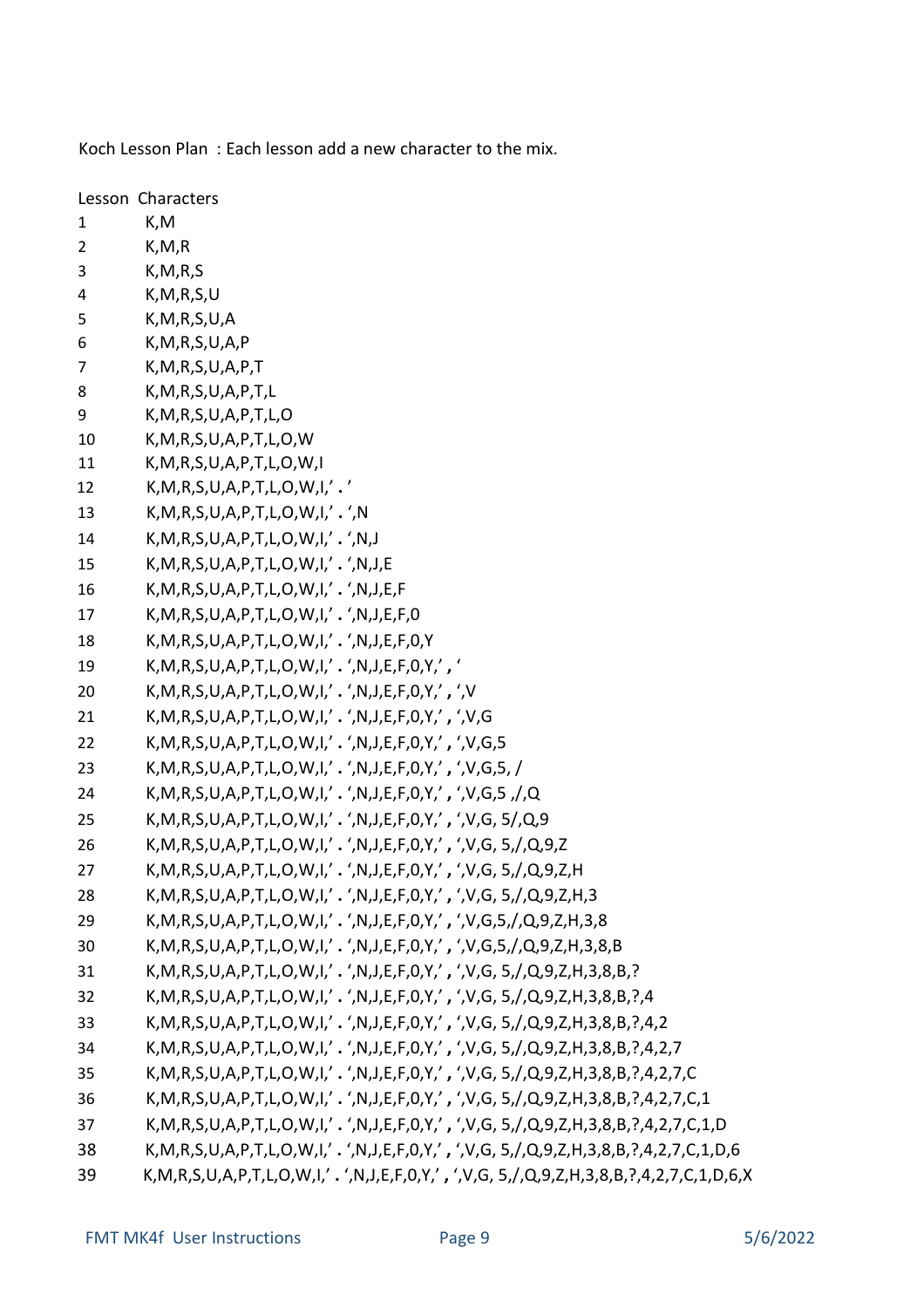Koch Lesson Plan : Each lesson add a new character to the mix.

| Lesson | Characters |
| --- | --- |
| 1 | K,M |
| 2 | K,M,R |
| 3 | K,M,R,S |
| 4 | K,M,R,S,U |
| 5 | K,M,R,S,U,A |
| 6 | K,M,R,S,U,A,P |
| 7 | K,M,R,S,U,A,P,T |
| 8 | K,M,R,S,U,A,P,T,L |
| 9 | K,M,R,S,U,A,P,T,L,O |
| 10 | K,M,R,S,U,A,P,T,L,O,W |
| 11 | K,M,R,S,U,A,P,T,L,O,W,I |
| 12 | K,M,R,S,U,A,P,T,L,O,W,I,’ . ’ |
| 13 | K,M,R,S,U,A,P,T,L,O,W,I,’ . ‘,N |
| 14 | K,M,R,S,U,A,P,T,L,O,W,I,’ . ‘,N,J |
| 15 | K,M,R,S,U,A,P,T,L,O,W,I,’ . ‘,N,J,E |
| 16 | K,M,R,S,U,A,P,T,L,O,W,I,’ . ‘,N,J,E,F |
| 17 | K,M,R,S,U,A,P,T,L,O,W,I,’ . ‘,N,J,E,F,0 |
| 18 | K,M,R,S,U,A,P,T,L,O,W,I,’ . ‘,N,J,E,F,0,Y |
| 19 | K,M,R,S,U,A,P,T,L,O,W,I,’ . ‘,N,J,E,F,0,Y,’ , ‘ |
| 20 | K,M,R,S,U,A,P,T,L,O,W,I,’ . ‘,N,J,E,F,0,Y,’ , ‘,V |
| 21 | K,M,R,S,U,A,P,T,L,O,W,I,’ . ‘,N,J,E,F,0,Y,’ , ‘,V,G |
| 22 | K,M,R,S,U,A,P,T,L,O,W,I,’ . ‘,N,J,E,F,0,Y,’ , ‘,V,G,5 |
| 23 | K,M,R,S,U,A,P,T,L,O,W,I,’ . ‘,N,J,E,F,0,Y,’ , ‘,V,G,5, / |
| 24 | K,M,R,S,U,A,P,T,L,O,W,I,’ . ‘,N,J,E,F,0,Y,’ , ‘,V,G,5 ,/,Q |
| 25 | K,M,R,S,U,A,P,T,L,O,W,I,’ . ‘,N,J,E,F,0,Y,’ , ‘,V,G, 5/,Q,9 |
| 26 | K,M,R,S,U,A,P,T,L,O,W,I,’ . ‘,N,J,E,F,0,Y,’ , ‘,V,G, 5,/,Q,9,Z |
| 27 | K,M,R,S,U,A,P,T,L,O,W,I,’ . ‘,N,J,E,F,0,Y,’ , ‘,V,G, 5,/,Q,9,Z,H |
| 28 | K,M,R,S,U,A,P,T,L,O,W,I,’ . ‘,N,J,E,F,0,Y,’ , ‘,V,G, 5,/,Q,9,Z,H,3 |
| 29 | K,M,R,S,U,A,P,T,L,O,W,I,’ . ‘,N,J,E,F,0,Y,’ , ‘,V,G,5,/,Q,9,Z,H,3,8 |
| 30 | K,M,R,S,U,A,P,T,L,O,W,I,’ . ‘,N,J,E,F,0,Y,’ , ‘,V,G,5,/,Q,9,Z,H,3,8,B |
| 31 | K,M,R,S,U,A,P,T,L,O,W,I,’ . ‘,N,J,E,F,0,Y,’ , ‘,V,G, 5,/,Q,9,Z,H,3,8,B,? |
| 32 | K,M,R,S,U,A,P,T,L,O,W,I,’ . ‘,N,J,E,F,0,Y,’ , ‘,V,G, 5,/,Q,9,Z,H,3,8,B,?,4 |
| 33 | K,M,R,S,U,A,P,T,L,O,W,I,’ . ‘,N,J,E,F,0,Y,’ , ‘,V,G, 5,/,Q,9,Z,H,3,8,B,?,4,2 |
| 34 | K,M,R,S,U,A,P,T,L,O,W,I,’ . ‘,N,J,E,F,0,Y,’ , ‘,V,G, 5,/,Q,9,Z,H,3,8,B,?,4,2,7 |
| 35 | K,M,R,S,U,A,P,T,L,O,W,I,’ . ‘,N,J,E,F,0,Y,’ , ‘,V,G, 5,/,Q,9,Z,H,3,8,B,?,4,2,7,C |
| 36 | K,M,R,S,U,A,P,T,L,O,W,I,’ . ‘,N,J,E,F,0,Y,’ , ‘,V,G, 5,/,Q,9,Z,H,3,8,B,?,4,2,7,C,1 |
| 37 | K,M,R,S,U,A,P,T,L,O,W,I,’ . ‘,N,J,E,F,0,Y,’ , ‘,V,G, 5,/,Q,9,Z,H,3,8,B,?,4,2,7,C,1,D |
| 38 | K,M,R,S,U,A,P,T,L,O,W,I,’ . ‘,N,J,E,F,0,Y,’ , ‘,V,G, 5,/,Q,9,Z,H,3,8,B,?,4,2,7,C,1,D,6 |
| 39 | K,M,R,S,U,A,P,T,L,O,W,I,’ . ‘,N,J,E,F,0,Y,’ , ‘,V,G, 5,/,Q,9,Z,H,3,8,B,?,4,2,7,C,1,D,6,X |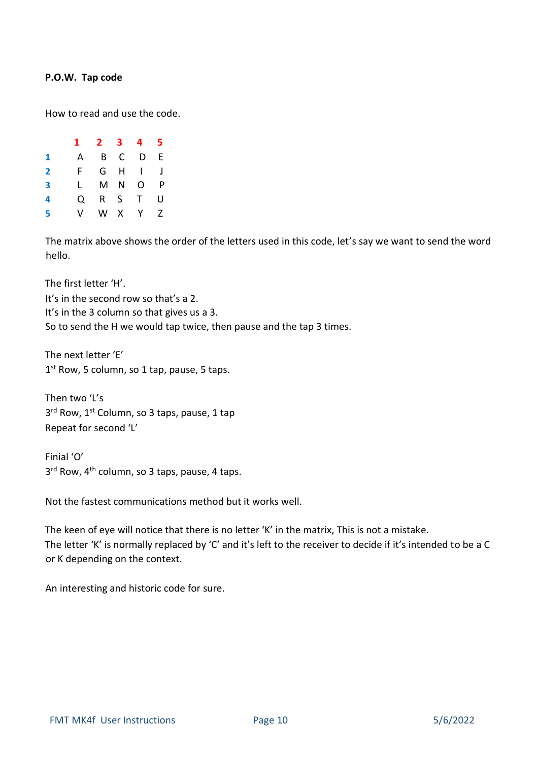**P.O.W. Tap code**

How to read and use the code.

| | 1 | 2 | 3 | 4 | 5 |
|---|---|---|---|---|---|
| 1 | A | B | C | D | E |
| 2 | F | G | H | I | J |
| 3 | L | M | N | O | P |
| 4 | Q | R | S | T | U |
| 5 | V | W | X | Y | Z |

The matrix above shows the order of the letters used in this code, let's say we want to send the word hello.

The first letter 'H'.
It's in the second row so that's a 2.
It's in the 3 column so that gives us a 3.
So to send the H we would tap twice, then pause and the tap 3 times.

The next letter 'E'
1st Row, 5 column, so 1 tap, pause, 5 taps.

Then two 'L's
3rd Row, 1st Column, so 3 taps, pause, 1 tap
Repeat for second 'L'

Finial 'O'
3rd Row, 4th column, so 3 taps, pause, 4 taps.

Not the fastest communications method but it works well.

The keen of eye will notice that there is no letter 'K' in the matrix, This is not a mistake.
The letter 'K' is normally replaced by 'C' and it's left to the receiver to decide if it's intended to be a C or K depending on the context.

An interesting and historic code for sure.